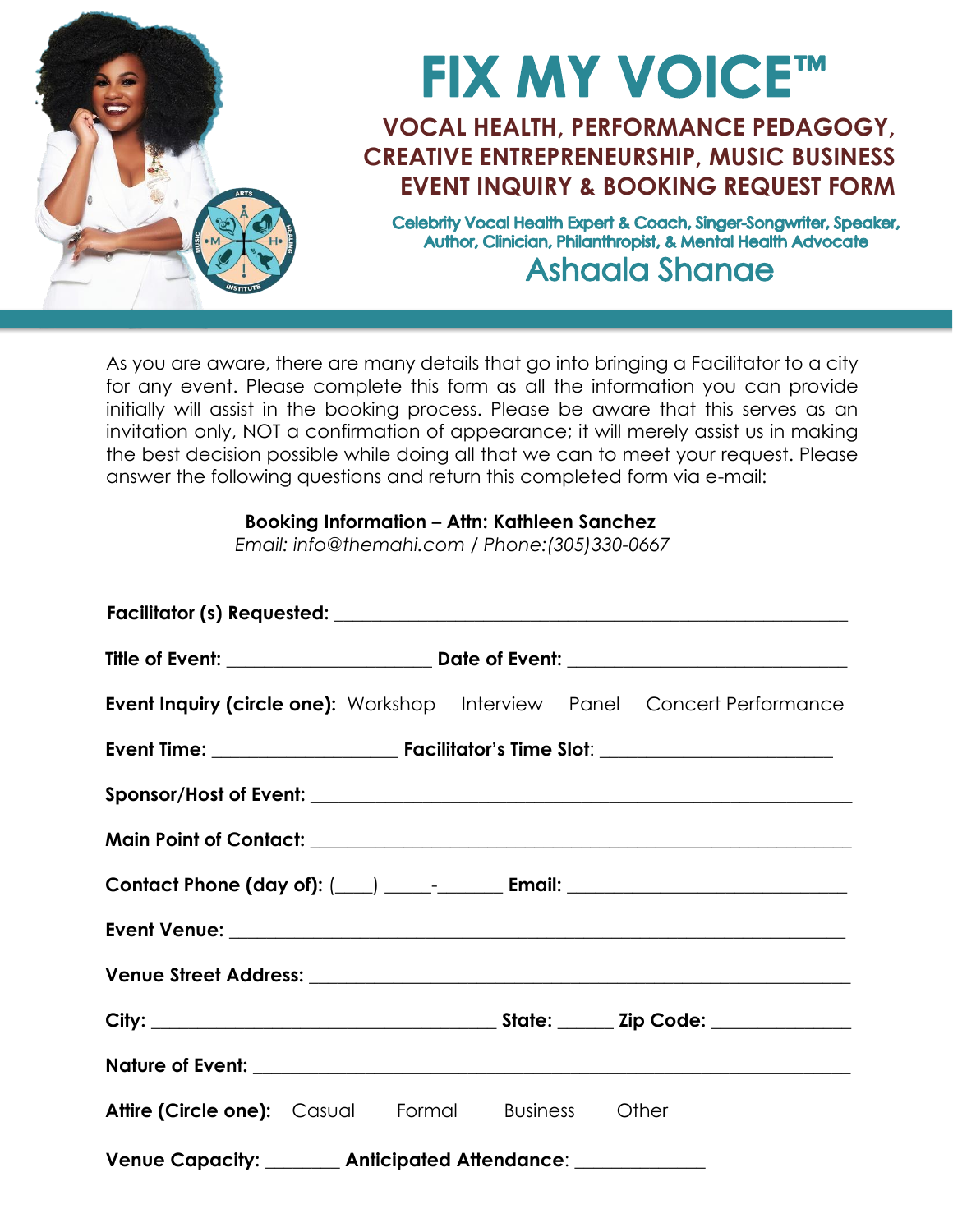# FIX MY VOICE™

## VOCAL HEALTH, PERFORMANCE PEDAGOGY, CREATIVE ENTREPRENEURSHIP, MUSIC BUSINESS EVENT INQUIRY & BOOKING REQUEST FORM

**Celebrity Vocal Health Expert & Coach, Singer-Songwriter, Speaker, Author, Clinician, Philanthropist, & Mental Health Advocate**

## Ashaala Shanae

As you are aware, there are many details that go into bringing a Facilitator to a city for any event. Please complete this form as all the information you can provide initially will assist in the booking process. Please be aware that this serves as an invitation only, NOT a confirmation of appearance; it will merely assist us in making the best decision possible while doing all that we can to meet your request. Please answer the following questions and return this completed form via e-mail:

**Booking Information – Attn: Kathleen Sanchez**
*Email: info@themahi.com / Phone:(305)330-0667*

**Facilitator (s) Requested:** ____________________________________________

**Title of Event:** ____________________ **Date of Event:** ___________________________

**Event Inquiry (circle one):** Workshop Interview Panel Concert Performance

**Event Time:** __________________ **Facilitator's Time Slot**: ______________________

**Sponsor/Host of Event:** ____________________________________________

**Main Point of Contact:** ____________________________________________

**Contact Phone (day of):** (____) _____-_______ **Email:** ___________________________

**Event Venue:** ____________________________________________

**Venue Street Address:** ____________________________________________

**City:** __________________________________ **State:** ______ **Zip Code:** ______________

**Nature of Event:** ____________________________________________

**Attire (Circle one):** Casual Formal Business Other

**Venue Capacity:** ________ **Anticipated Attendance**: _____________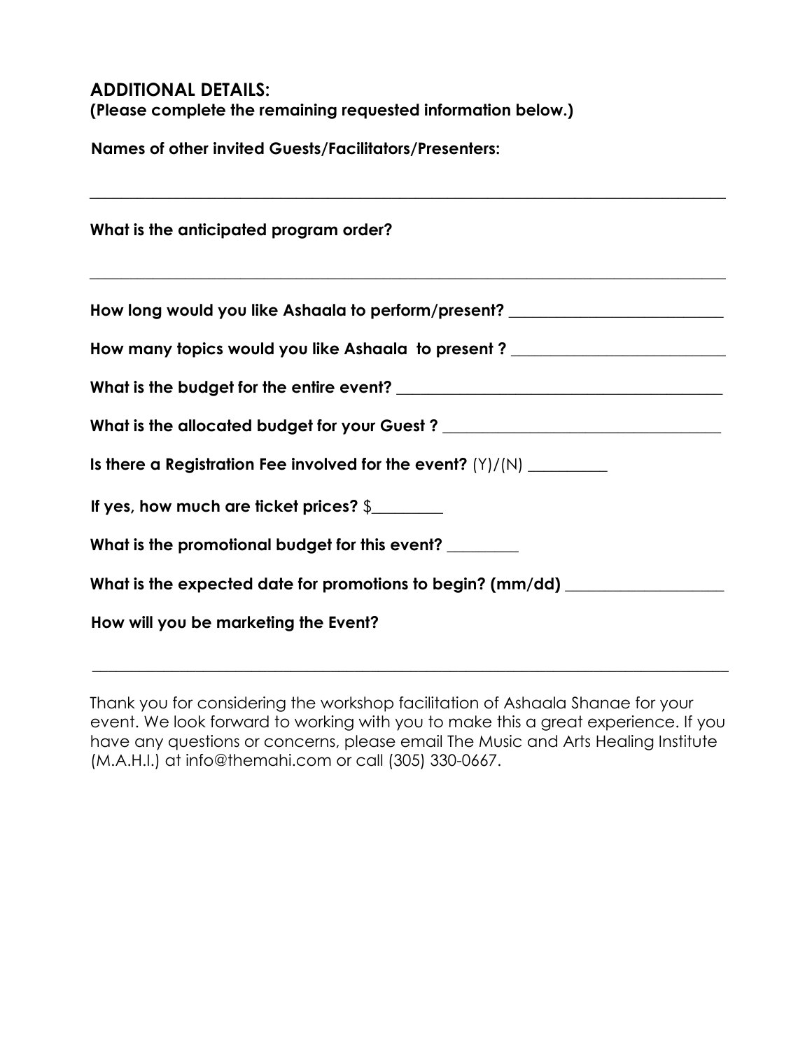## ADDITIONAL DETAILS:

**(Please complete the remaining requested information below.)**

**Names of other invited Guests/Facilitators/Presenters:**

___________________________________________________________________________

**What is the anticipated program order?**

___________________________________________________________________________

**How long would you like Ashaala to perform/present?** ___________________________

**How many topics would you like Ashaala to present ?** ___________________________

**What is the budget for the entire event?** ________________________________________

**What is the allocated budget for your Guest ?** ___________________________________

**Is there a Registration Fee involved for the event?** (Y)/(N) __________

**If yes, how much are ticket prices?** $_________

**What is the promotional budget for this event?** _________

**What is the expected date for promotions to begin? (mm/dd)** ____________________

**How will you be marketing the Event?**

___________________________________________________________________________

Thank you for considering the workshop facilitation of Ashaala Shanae for your event. We look forward to working with you to make this a great experience. If you have any questions or concerns, please email The Music and Arts Healing Institute (M.A.H.I.) at info@themahi.com or call (305) 330-0667.